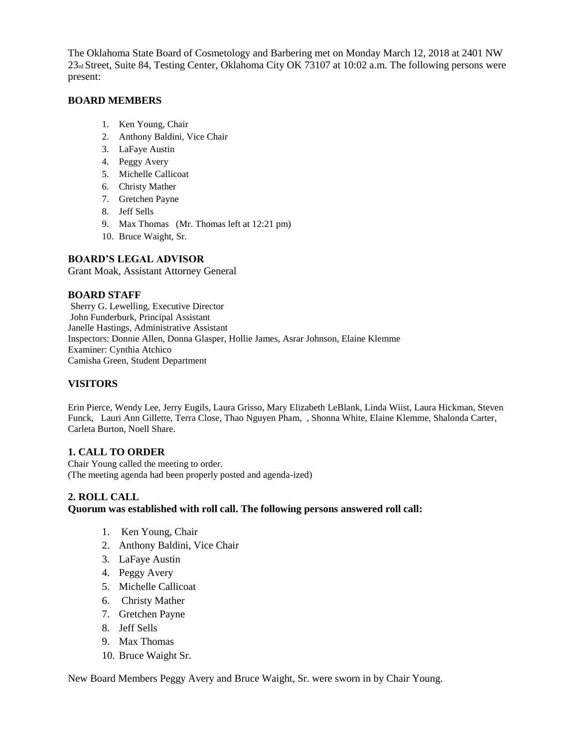The Oklahoma State Board of Cosmetology and Barbering met on Monday March 12, 2018 at 2401 NW 23rd Street, Suite 84, Testing Center, Oklahoma City OK 73107 at 10:02 a.m. The following persons were present:

**BOARD MEMBERS**

1. Ken Young, Chair
2. Anthony Baldini, Vice Chair
3. LaFaye Austin
4. Peggy Avery
5. Michelle Callicoat
6. Christy Mather
7. Gretchen Payne
8. Jeff Sells
9. Max Thomas (Mr. Thomas left at 12:21 pm)
10. Bruce Waight, Sr.

**BOARD'S LEGAL ADVISOR**

Grant Moak, Assistant Attorney General

**BOARD STAFF**

Sherry G. Lewelling, Executive Director
John Funderburk, Principal Assistant
Janelle Hastings, Administrative Assistant
Inspectors: Donnie Allen, Donna Glasper, Hollie James, Asrar Johnson, Elaine Klemme
Examiner: Cynthia Atchico
Camisha Green, Student Department

**VISITORS**

Erin Pierce, Wendy Lee, Jerry Eugils, Laura Grisso, Mary Elizabeth LeBlank, Linda Wiist, Laura Hickman, Steven Funck, Lauri Ann Gillette, Terra Close, Thao Nguyen Pham, , Shonna White, Elaine Klemme, Shalonda Carter, Carleta Burton, Noell Share.

**1. CALL TO ORDER**

Chair Young called the meeting to order.
(The meeting agenda had been properly posted and agenda-ized)

**2. ROLL CALL**

**Quorum was established with roll call. The following persons answered roll call:**

1. Ken Young, Chair
2. Anthony Baldini, Vice Chair
3. LaFaye Austin
4. Peggy Avery
5. Michelle Callicoat
6. Christy Mather
7. Gretchen Payne
8. Jeff Sells
9. Max Thomas
10. Bruce Waight Sr.

New Board Members Peggy Avery and Bruce Waight, Sr. were sworn in by Chair Young.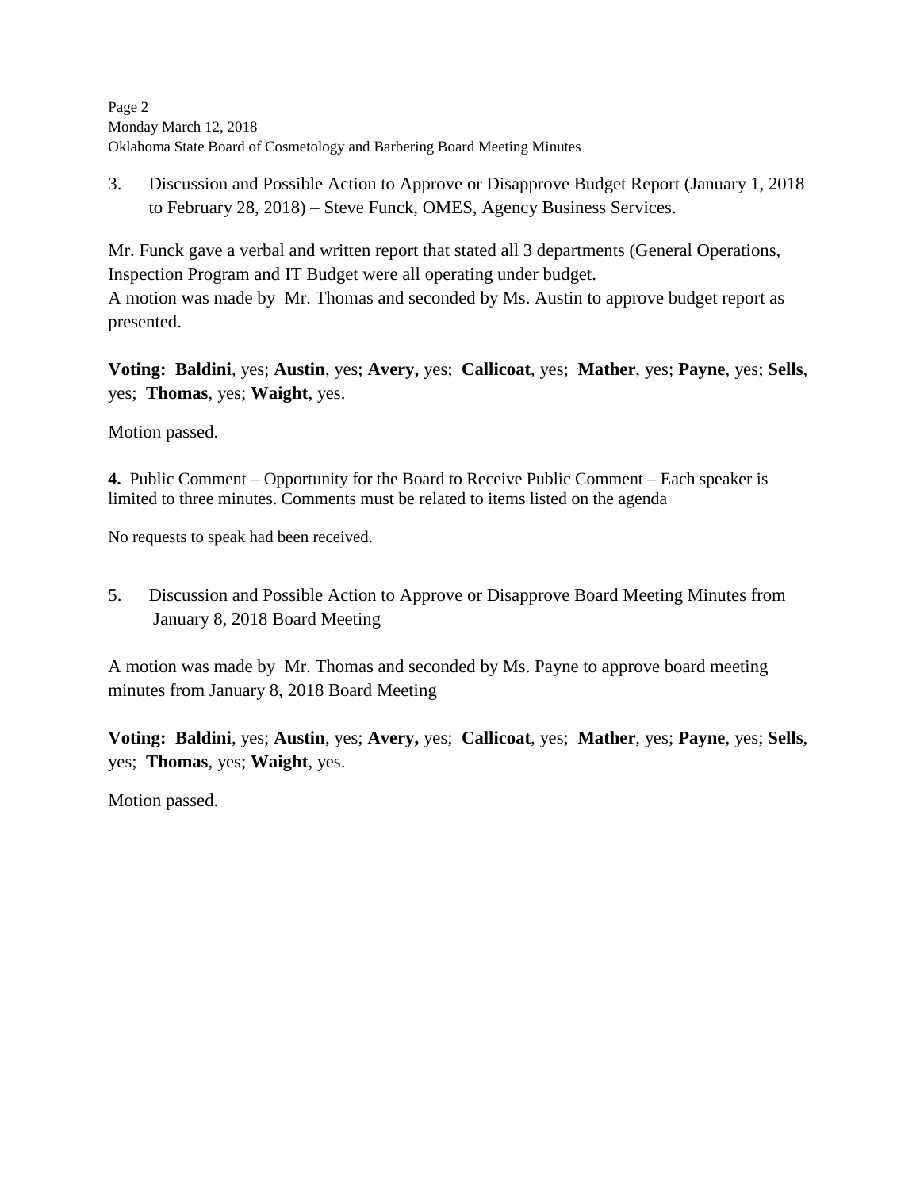3. Discussion and Possible Action to Approve or Disapprove Budget Report (January 1, 2018 to February 28, 2018) – Steve Funck, OMES, Agency Business Services.

Mr. Funck gave a verbal and written report that stated all 3 departments (General Operations, Inspection Program and IT Budget were all operating under budget.
A motion was made by Mr. Thomas and seconded by Ms. Austin to approve budget report as presented.

**Voting: Baldini**, yes; **Austin**, yes; **Avery,** yes; **Callicoat**, yes; **Mather**, yes; **Payne**, yes; **Sells**, yes; **Thomas**, yes; **Waight**, yes.

Motion passed.

**4.** Public Comment – Opportunity for the Board to Receive Public Comment – Each speaker is limited to three minutes. Comments must be related to items listed on the agenda

No requests to speak had been received.

5. Discussion and Possible Action to Approve or Disapprove Board Meeting Minutes from January 8, 2018 Board Meeting

A motion was made by Mr. Thomas and seconded by Ms. Payne to approve board meeting minutes from January 8, 2018 Board Meeting

**Voting: Baldini**, yes; **Austin**, yes; **Avery,** yes; **Callicoat**, yes; **Mather**, yes; **Payne**, yes; **Sells**, yes; **Thomas**, yes; **Waight**, yes.

Motion passed.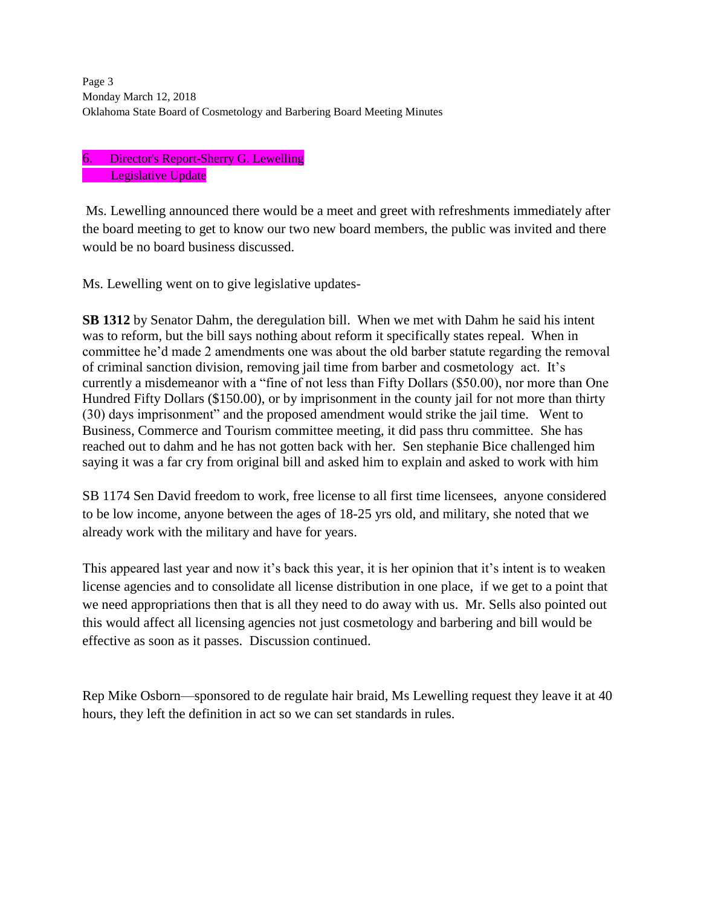6. Director's Report-Sherry G. Lewelling
Legislative Update

Ms. Lewelling announced there would be a meet and greet with refreshments immediately after the board meeting to get to know our two new board members, the public was invited and there would be no board business discussed.

Ms. Lewelling went on to give legislative updates-

**SB 1312** by Senator Dahm, the deregulation bill. When we met with Dahm he said his intent was to reform, but the bill says nothing about reform it specifically states repeal. When in committee he'd made 2 amendments one was about the old barber statute regarding the removal of criminal sanction division, removing jail time from barber and cosmetology act. It's currently a misdemeanor with a "fine of not less than Fifty Dollars ($50.00), nor more than One Hundred Fifty Dollars ($150.00), or by imprisonment in the county jail for not more than thirty (30) days imprisonment" and the proposed amendment would strike the jail time. Went to Business, Commerce and Tourism committee meeting, it did pass thru committee. She has reached out to dahm and he has not gotten back with her. Sen stephanie Bice challenged him saying it was a far cry from original bill and asked him to explain and asked to work with him

SB 1174 Sen David freedom to work, free license to all first time licensees, anyone considered to be low income, anyone between the ages of 18-25 yrs old, and military, she noted that we already work with the military and have for years.

This appeared last year and now it's back this year, it is her opinion that it's intent is to weaken license agencies and to consolidate all license distribution in one place, if we get to a point that we need appropriations then that is all they need to do away with us. Mr. Sells also pointed out this would affect all licensing agencies not just cosmetology and barbering and bill would be effective as soon as it passes. Discussion continued.

Rep Mike Osborn—sponsored to de regulate hair braid, Ms Lewelling request they leave it at 40 hours, they left the definition in act so we can set standards in rules.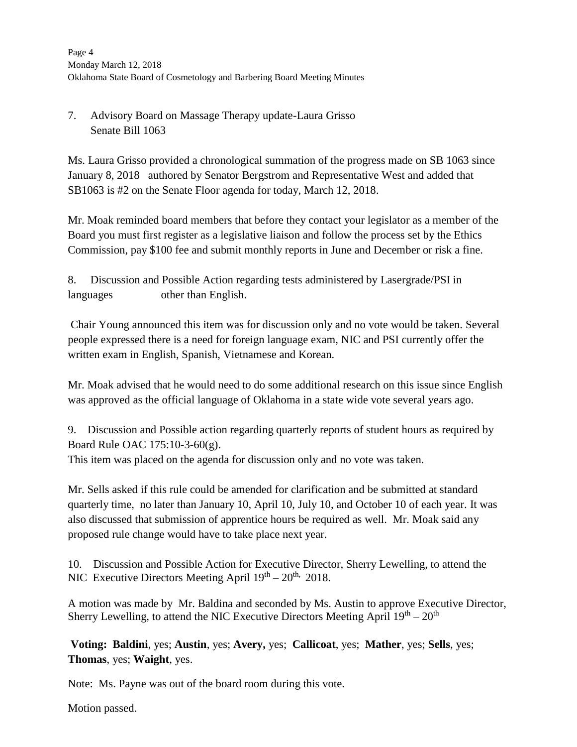7. Advisory Board on Massage Therapy update-Laura Grisso
   Senate Bill 1063

Ms. Laura Grisso provided a chronological summation of the progress made on SB 1063 since January 8, 2018 authored by Senator Bergstrom and Representative West and added that SB1063 is #2 on the Senate Floor agenda for today, March 12, 2018.

Mr. Moak reminded board members that before they contact your legislator as a member of the Board you must first register as a legislative liaison and follow the process set by the Ethics Commission, pay $100 fee and submit monthly reports in June and December or risk a fine.

8. Discussion and Possible Action regarding tests administered by Lasergrade/PSI in languages other than English.

Chair Young announced this item was for discussion only and no vote would be taken. Several people expressed there is a need for foreign language exam, NIC and PSI currently offer the written exam in English, Spanish, Vietnamese and Korean.

Mr. Moak advised that he would need to do some additional research on this issue since English was approved as the official language of Oklahoma in a state wide vote several years ago.

9. Discussion and Possible action regarding quarterly reports of student hours as required by Board Rule OAC 175:10-3-60(g).
This item was placed on the agenda for discussion only and no vote was taken.

Mr. Sells asked if this rule could be amended for clarification and be submitted at standard quarterly time, no later than January 10, April 10, July 10, and October 10 of each year. It was also discussed that submission of apprentice hours be required as well. Mr. Moak said any proposed rule change would have to take place next year.

10. Discussion and Possible Action for Executive Director, Sherry Lewelling, to attend the NIC Executive Directors Meeting April 19th – 20th, 2018.

A motion was made by Mr. Baldina and seconded by Ms. Austin to approve Executive Director, Sherry Lewelling, to attend the NIC Executive Directors Meeting April 19th – 20th

**Voting: Baldini**, yes; **Austin**, yes; **Avery,** yes; **Callicoat**, yes; **Mather**, yes; **Sells**, yes; **Thomas**, yes; **Waight**, yes.

Note: Ms. Payne was out of the board room during this vote.

Motion passed.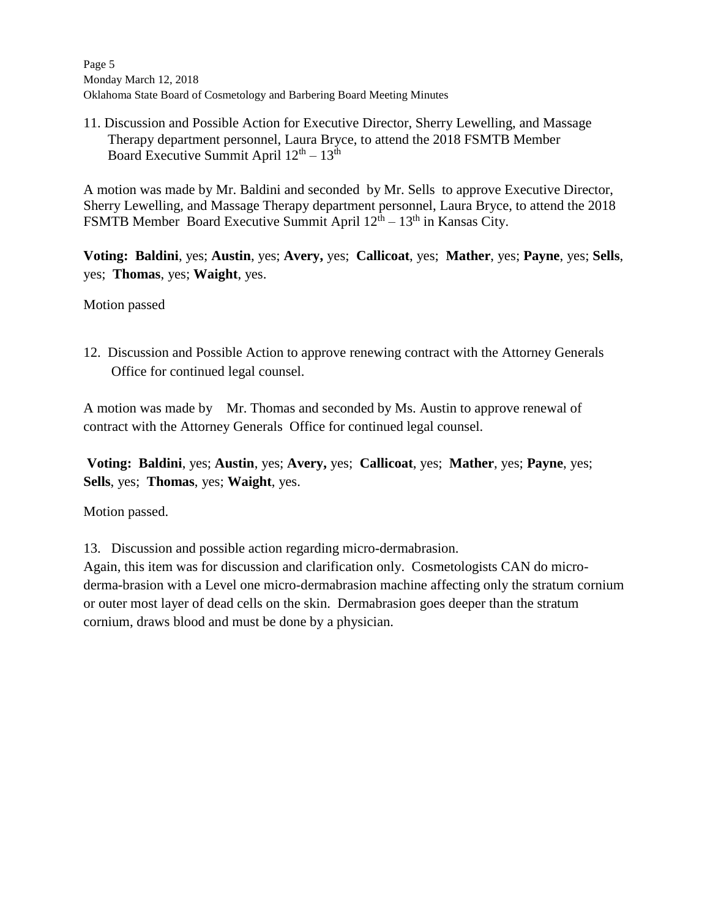11. Discussion and Possible Action for Executive Director, Sherry Lewelling, and Massage Therapy department personnel, Laura Bryce, to attend the 2018 FSMTB Member Board Executive Summit April 12th – 13th

A motion was made by Mr. Baldini and seconded by Mr. Sells to approve Executive Director, Sherry Lewelling, and Massage Therapy department personnel, Laura Bryce, to attend the 2018 FSMTB Member Board Executive Summit April 12th – 13th in Kansas City.

**Voting: Baldini**, yes; **Austin**, yes; **Avery,** yes; **Callicoat**, yes; **Mather**, yes; **Payne**, yes; **Sells**, yes; **Thomas**, yes; **Waight**, yes.

Motion passed

12. Discussion and Possible Action to approve renewing contract with the Attorney Generals Office for continued legal counsel.

A motion was made by Mr. Thomas and seconded by Ms. Austin to approve renewal of contract with the Attorney Generals Office for continued legal counsel.

**Voting: Baldini**, yes; **Austin**, yes; **Avery,** yes; **Callicoat**, yes; **Mather**, yes; **Payne**, yes; **Sells**, yes; **Thomas**, yes; **Waight**, yes.

Motion passed.

13. Discussion and possible action regarding micro-dermabrasion.
Again, this item was for discussion and clarification only. Cosmetologists CAN do micro-derma-brasion with a Level one micro-dermabrasion machine affecting only the stratum cornium or outer most layer of dead cells on the skin. Dermabrasion goes deeper than the stratum cornium, draws blood and must be done by a physician.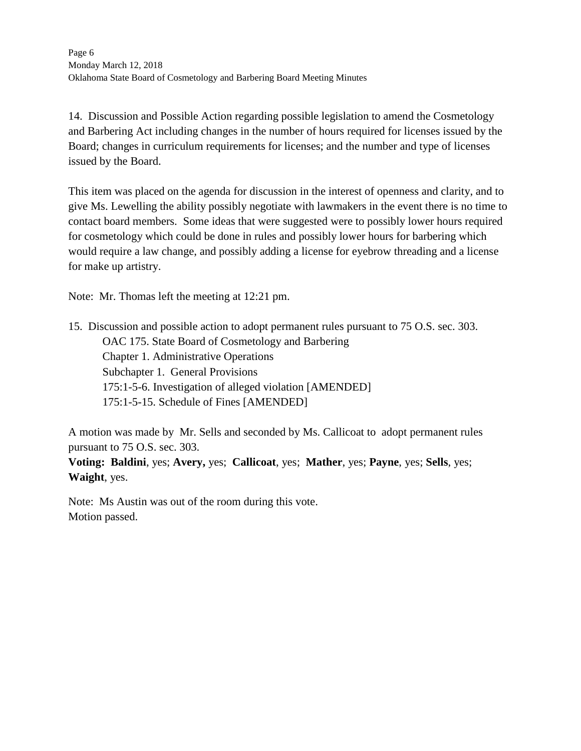14. Discussion and Possible Action regarding possible legislation to amend the Cosmetology and Barbering Act including changes in the number of hours required for licenses issued by the Board; changes in curriculum requirements for licenses; and the number and type of licenses issued by the Board.

This item was placed on the agenda for discussion in the interest of openness and clarity, and to give Ms. Lewelling the ability possibly negotiate with lawmakers in the event there is no time to contact board members. Some ideas that were suggested were to possibly lower hours required for cosmetology which could be done in rules and possibly lower hours for barbering which would require a law change, and possibly adding a license for eyebrow threading and a license for make up artistry.

Note: Mr. Thomas left the meeting at 12:21 pm.

15. Discussion and possible action to adopt permanent rules pursuant to 75 O.S. sec. 303.
    OAC 175. State Board of Cosmetology and Barbering
    Chapter 1. Administrative Operations
    Subchapter 1. General Provisions
    175:1-5-6. Investigation of alleged violation [AMENDED]
    175:1-5-15. Schedule of Fines [AMENDED]

A motion was made by Mr. Sells and seconded by Ms. Callicoat to adopt permanent rules pursuant to 75 O.S. sec. 303.
**Voting: Baldini**, yes; **Avery,** yes; **Callicoat**, yes; **Mather**, yes; **Payne**, yes; **Sells**, yes; **Waight**, yes.

Note: Ms Austin was out of the room during this vote.
Motion passed.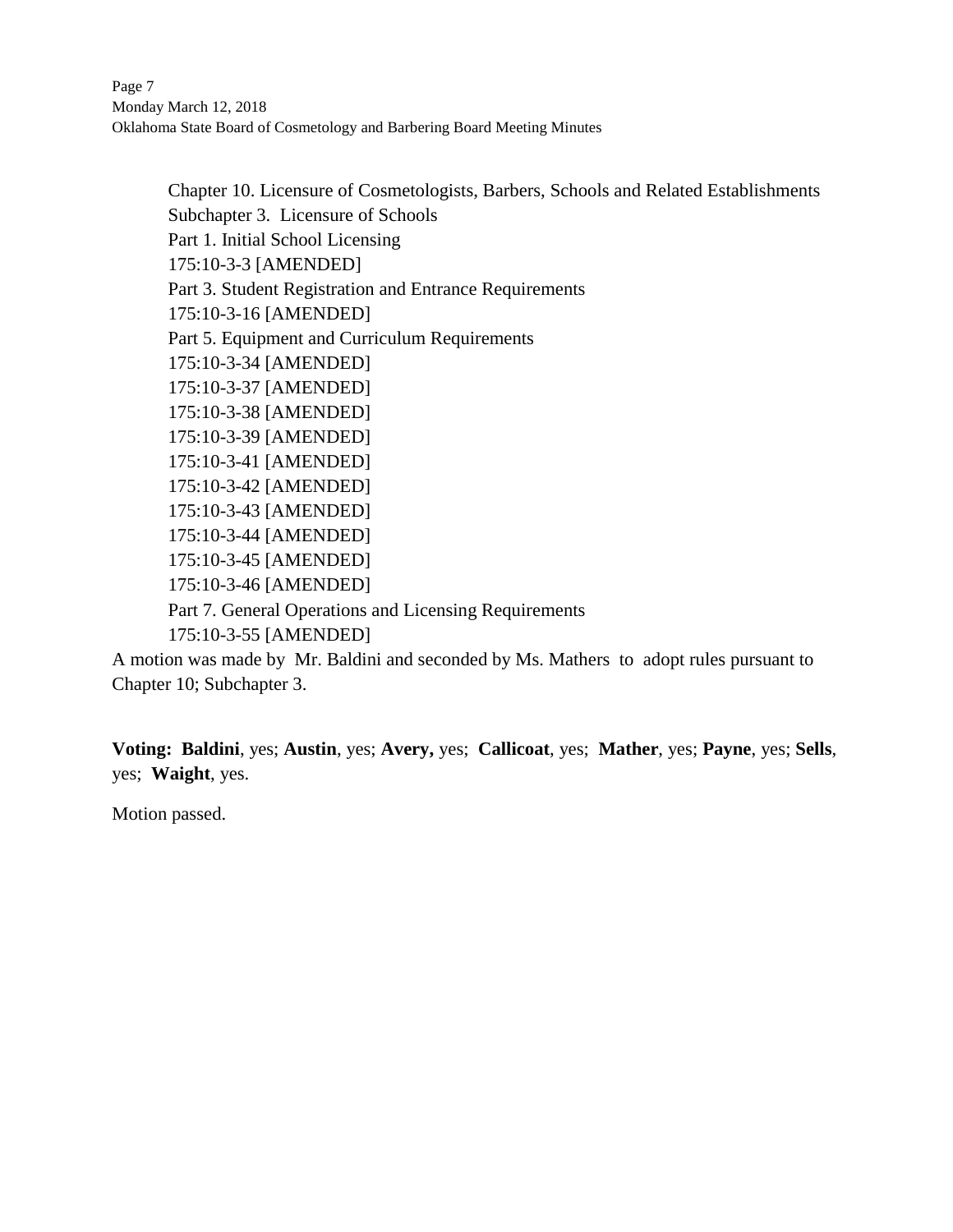Chapter 10. Licensure of Cosmetologists, Barbers, Schools and Related Establishments
Subchapter 3. Licensure of Schools
Part 1. Initial School Licensing
175:10-3-3 [AMENDED]
Part 3. Student Registration and Entrance Requirements
175:10-3-16 [AMENDED]
Part 5. Equipment and Curriculum Requirements
175:10-3-34 [AMENDED]
175:10-3-37 [AMENDED]
175:10-3-38 [AMENDED]
175:10-3-39 [AMENDED]
175:10-3-41 [AMENDED]
175:10-3-42 [AMENDED]
175:10-3-43 [AMENDED]
175:10-3-44 [AMENDED]
175:10-3-45 [AMENDED]
175:10-3-46 [AMENDED]
Part 7. General Operations and Licensing Requirements
175:10-3-55 [AMENDED]

A motion was made by Mr. Baldini and seconded by Ms. Mathers to adopt rules pursuant to Chapter 10; Subchapter 3.

**Voting: Baldini**, yes; **Austin**, yes; **Avery,** yes; **Callicoat**, yes; **Mather**, yes; **Payne**, yes; **Sells**, yes; **Waight**, yes.

Motion passed.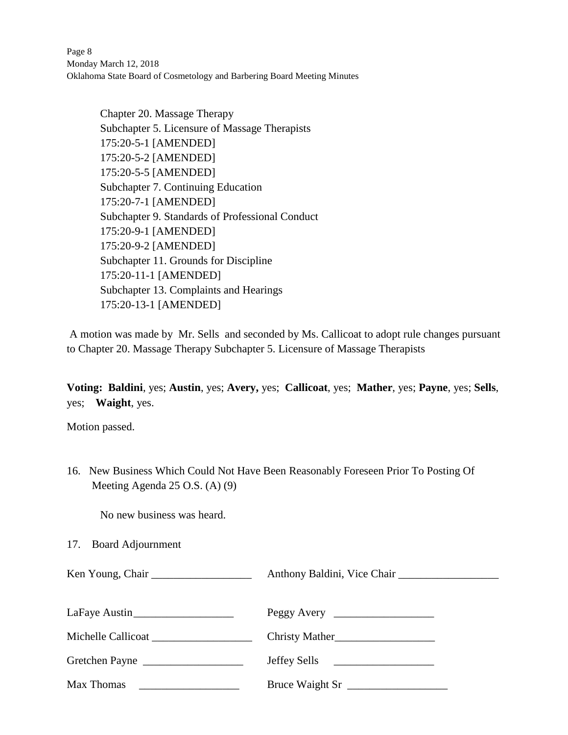Chapter 20. Massage Therapy
Subchapter 5. Licensure of Massage Therapists
175:20-5-1 [AMENDED]
175:20-5-2 [AMENDED]
175:20-5-5 [AMENDED]
Subchapter 7. Continuing Education
175:20-7-1 [AMENDED]
Subchapter 9. Standards of Professional Conduct
175:20-9-1 [AMENDED]
175:20-9-2 [AMENDED]
Subchapter 11. Grounds for Discipline
175:20-11-1 [AMENDED]
Subchapter 13. Complaints and Hearings
175:20-13-1 [AMENDED]

A motion was made by Mr. Sells and seconded by Ms. Callicoat to adopt rule changes pursuant to Chapter 20. Massage Therapy Subchapter 5. Licensure of Massage Therapists

**Voting: Baldini**, yes; **Austin**, yes; **Avery,** yes; **Callicoat**, yes; **Mather**, yes; **Payne**, yes; **Sells**, yes; **Waight**, yes.

Motion passed.

16. New Business Which Could Not Have Been Reasonably Foreseen Prior To Posting Of Meeting Agenda 25 O.S. (A) (9)

No new business was heard.

17. Board Adjournment

| | |
|---|---|
| Ken Young, Chair __________________ | Anthony Baldini, Vice Chair __________________ |
| LaFaye Austin__________________ | Peggy Avery __________________ |
| Michelle Callicoat __________________ | Christy Mather__________________ |
| Gretchen Payne __________________ | Jeffey Sells __________________ |
| Max Thomas __________________ | Bruce Waight Sr __________________ |